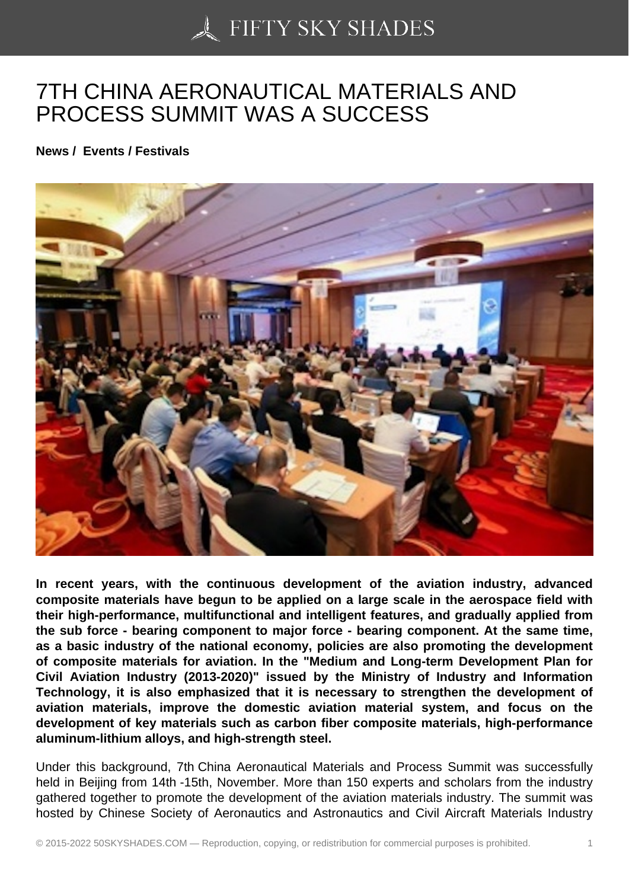# 7TH CHINA AERONAUTICAL MATERIALS AND PROCESS SUMMIT WAS A SUCCESS

**News / Events / Festivals**

**In recent years, with the continuous development of the aviation industry, advanced composite materials have begun to be applied on a large scale in the aerospace field with their high-performance, multifunctional and intelligent features, and gradually applied from the sub force - bearing component to major force - bearing component. At the same time, as a basic industry of the national economy, policies are also promoting the development of composite materials for aviation. In the "Medium and Long-term Development Plan for Civil Aviation Industry (2013-2020)" issued by the Ministry of Industry and Information Technology, it is also emphasized that it is necessary to strengthen the development of aviation materials, improve the domestic aviation material system, and focus on the development of key materials such as carbon fiber composite materials, high-performance aluminum-lithium alloys, and high-strength steel.**

Under this background, 7th China Aeronautical Materials and Process Summit was successfully held in Beijing from 14th -15th, November. More than 150 experts and scholars from the industry gathered together to promote the development of the aviation materials industry. The summit was hosted by Chinese Society of Aeronautics and Astronautics and Civil Aircraft Materials Industry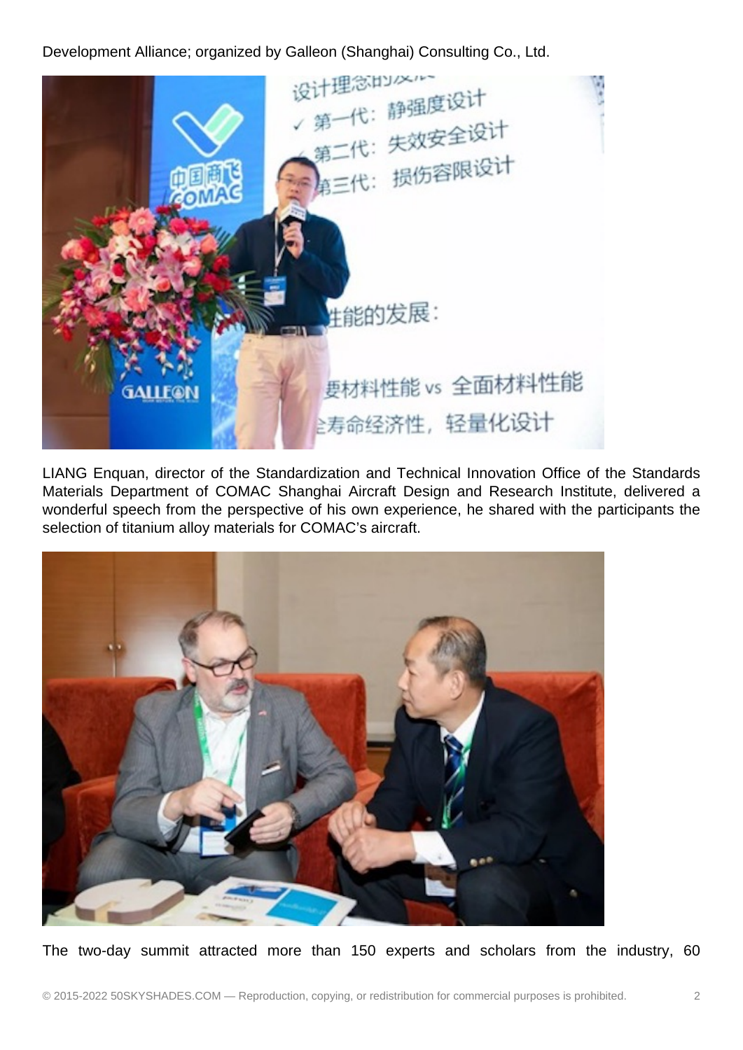Development Alliance; organized by Galleon (Shanghai) Consulting Co., Ltd.

LIANG Enquan, director of the Standardization and Technical Innovation Office of the Standards Materials Department of COMAC Shanghai Aircraft Design and Research Institute, delivered a wonderful speech from the perspective of his own experience, he shared with the participants the selection of titanium alloy materials for COMAC's aircraft.

The two-day summit attracted more than 150 experts and scholars from the industry, 60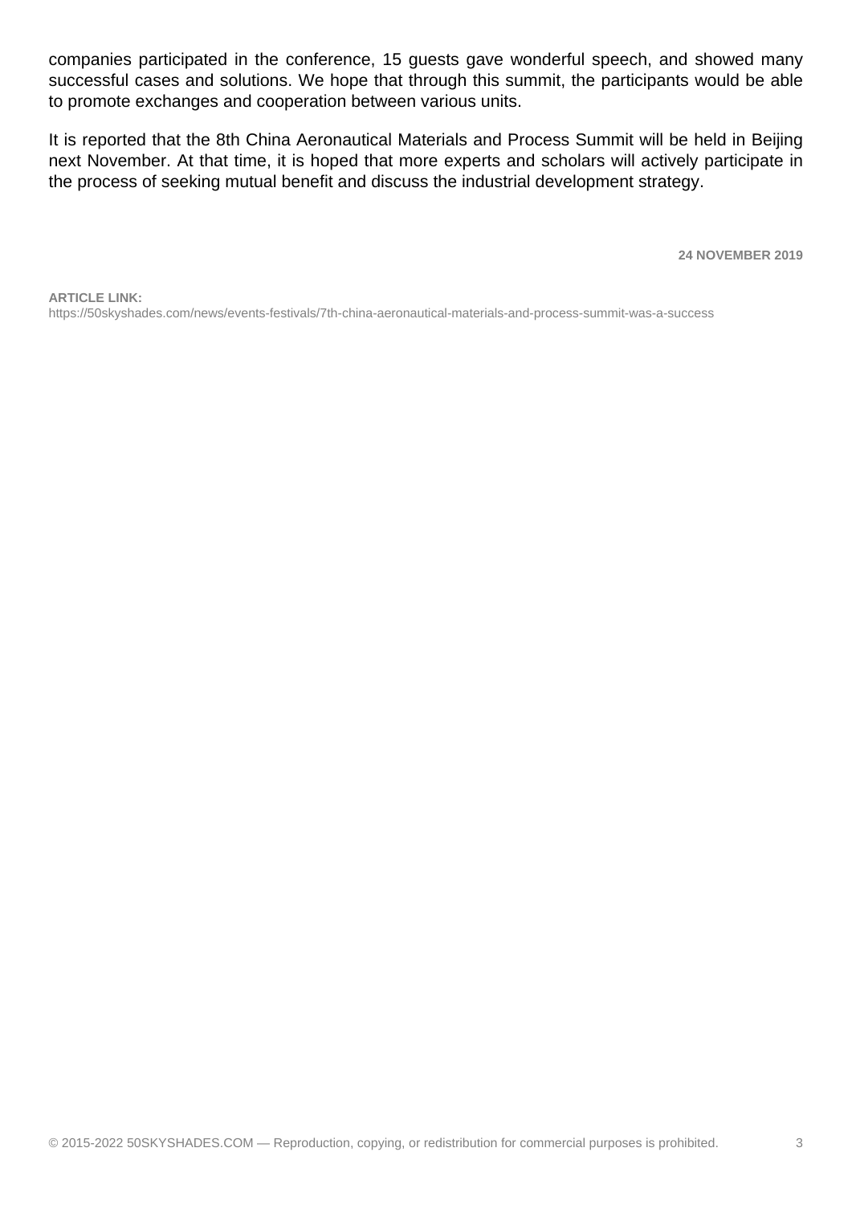companies participated in the conference, 15 guests gave wonderful speech, and showed many successful cases and solutions. We hope that through this summit, the participants would be able to promote exchanges and cooperation between various units.

It is reported that the 8th China Aeronautical Materials and Process Summit will be held in Beijing next November. At that time, it is hoped that more experts and scholars will actively participate in the process of seeking mutual benefit and discuss the industrial development strategy.

**24 NOVEMBER 2019**

**ARTICLE LINK:**
https://50skyshades.com/news/events-festivals/7th-china-aeronautical-materials-and-process-summit-was-a-success